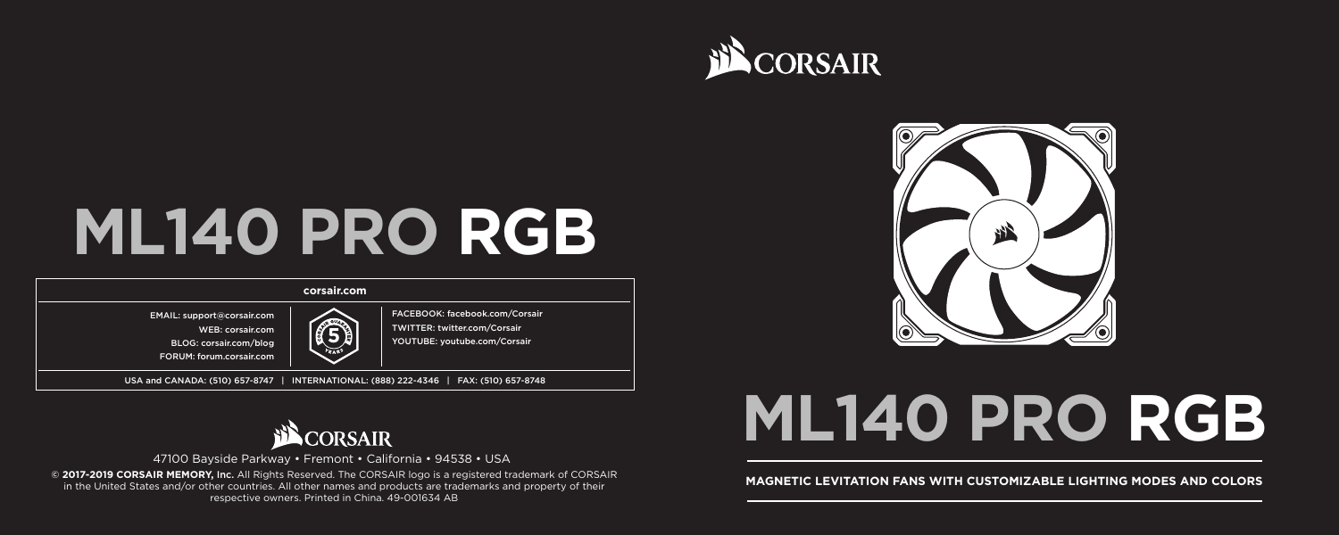# ML140 PRO RGB

**corsair.com**

EMAIL: support@corsair.com
WEB: corsair.com
BLOG: corsair.com/blog
FORUM: forum.corsair.com

FACEBOOK: facebook.com/Corsair
TWITTER: twitter.com/Corsair
YOUTUBE: youtube.com/Corsair

USA and CANADA: (510) 657-8747 | INTERNATIONAL: (888) 222-4346 | FAX: (510) 657-8748

47100 Bayside Parkway • Fremont • California • 94538 • USA

© **2017-2019 CORSAIR MEMORY, Inc.** All Rights Reserved. The CORSAIR logo is a registered trademark of CORSAIR in the United States and/or other countries. All other names and products are trademarks and property of their respective owners. Printed in China. 49-001634 AB

# ML140 PRO RGB

**MAGNETIC LEVITATION FANS WITH CUSTOMIZABLE LIGHTING MODES AND COLORS**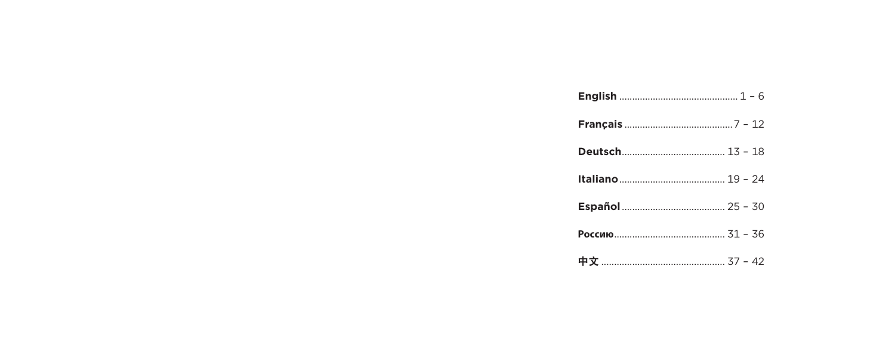**English** ............................................ 1 – 6

**Français** ......................................... 7 – 12

**Deutsch** ......................................... 13 – 18

**Italiano** ......................................... 19 – 24

**Español** ......................................... 25 – 30

**Россию** ......................................... 31 – 36

**中文** ............................................ 37 – 42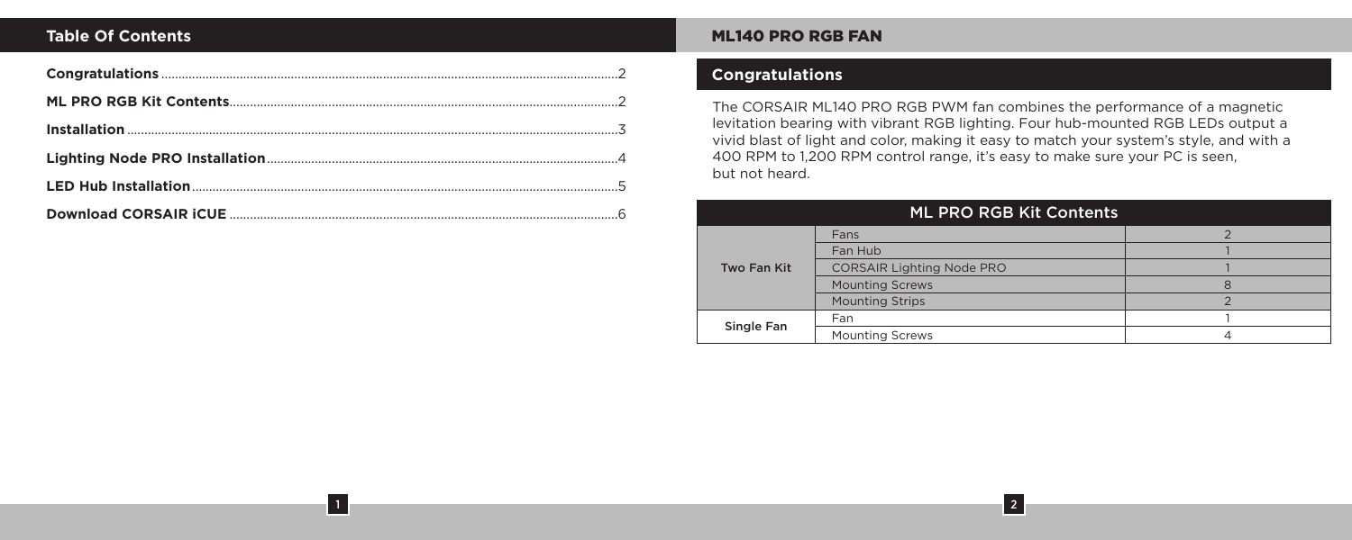## Table Of Contents

| | |
|---|---|
| **Congratulations** | 2 |
| **ML PRO RGB Kit Contents** | 2 |
| **Installation** | 3 |
| **Lighting Node PRO Installation** | 4 |
| **LED Hub Installation** | 5 |
| **Download CORSAIR iCUE** | 6 |

# ML140 PRO RGB FAN

## Congratulations

The CORSAIR ML140 PRO RGB PWM fan combines the performance of a magnetic levitation bearing with vibrant RGB lighting. Four hub-mounted RGB LEDs output a vivid blast of light and color, making it easy to match your system's style, and with a 400 RPM to 1,200 RPM control range, it's easy to make sure your PC is seen, but not heard.

| ML PRO RGB Kit Contents | | |
|---|---|---|
| Two Fan Kit | Fans | 2 |
| | Fan Hub | 1 |
| | CORSAIR Lighting Node PRO | 1 |
| | Mounting Screws | 8 |
| | Mounting Strips | 2 |
| Single Fan | Fan | 1 |
| | Mounting Screws | 4 |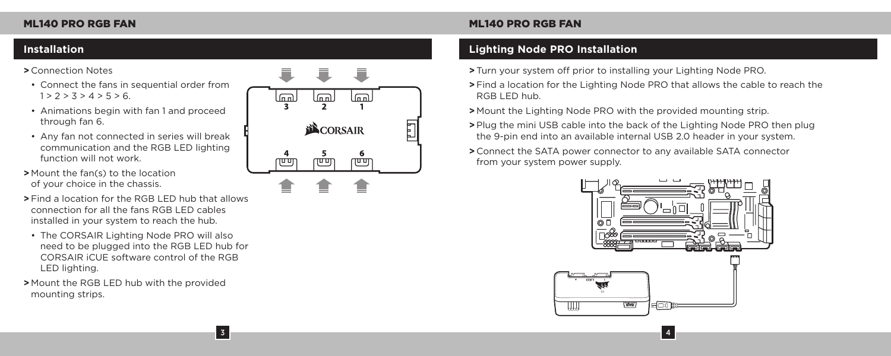## Installation

- Connection Notes
  - Connect the fans in sequential order from 1 > 2 > 3 > 4 > 5 > 6.
  - Animations begin with fan 1 and proceed through fan 6.
  - Any fan not connected in series will break communication and the RGB LED lighting function will not work.
- Mount the fan(s) to the location of your choice in the chassis.
- Find a location for the RGB LED hub that allows connection for all the fans RGB LED cables installed in your system to reach the hub.
  - The CORSAIR Lighting Node PRO will also need to be plugged into the RGB LED hub for CORSAIR iCUE software control of the RGB LED lighting.
- Mount the RGB LED hub with the provided mounting strips.

## Lighting Node PRO Installation

- Turn your system off prior to installing your Lighting Node PRO.
- Find a location for the Lighting Node PRO that allows the cable to reach the RGB LED hub.
- Mount the Lighting Node PRO with the provided mounting strip.
- Plug the mini USB cable into the back of the Lighting Node PRO then plug the 9-pin end into an available internal USB 2.0 header in your system.
- Connect the SATA power connector to any available SATA connector from your system power supply.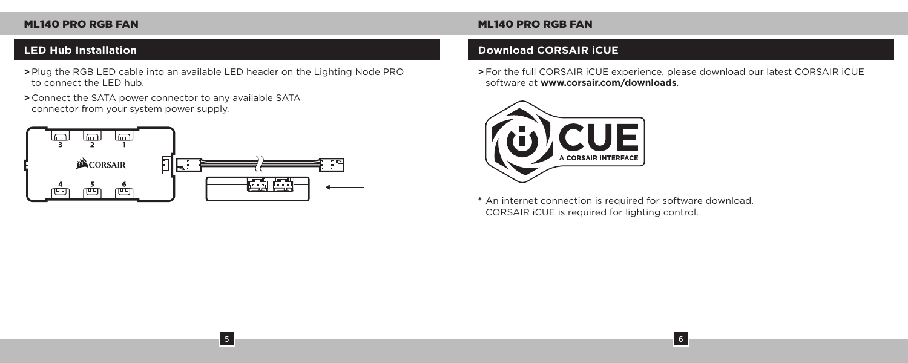## LED Hub Installation

> Plug the RGB LED cable into an available LED header on the Lighting Node PRO to connect the LED hub.

> Connect the SATA power connector to any available SATA connector from your system power supply.

## Download CORSAIR iCUE

> For the full CORSAIR iCUE experience, please download our latest CORSAIR iCUE software at **www.corsair.com/downloads**.

* An internet connection is required for software download. CORSAIR iCUE is required for lighting control.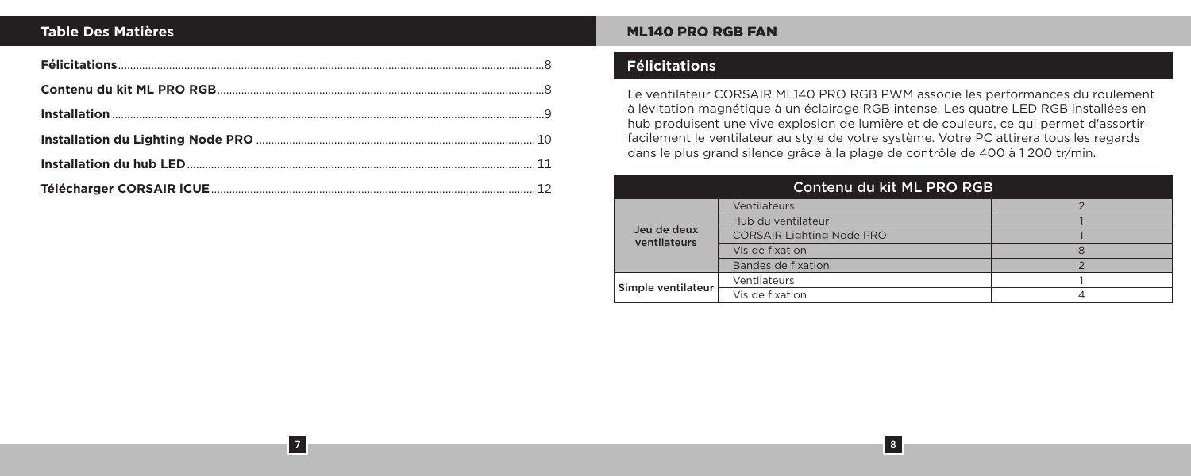## Table Des Matières

| | |
|---|---|
| **Félicitations** | 8 |
| **Contenu du kit ML PRO RGB** | 8 |
| **Installation** | 9 |
| **Installation du Lighting Node PRO** | 10 |
| **Installation du hub LED** | 11 |
| **Télécharger CORSAIR iCUE** | 12 |

# ML140 PRO RGB FAN

## Félicitations

Le ventilateur CORSAIR ML140 PRO RGB PWM associe les performances du roulement à lévitation magnétique à un éclairage RGB intense. Les quatre LED RGB installées en hub produisent une vive explosion de lumière et de couleurs, ce qui permet d'assortir facilement le ventilateur au style de votre système. Votre PC attirera tous les regards dans le plus grand silence grâce à la plage de contrôle de 400 à 1 200 tr/min.

| Contenu du kit ML PRO RGB | | |
|---|---|---|
| Jeu de deux ventilateurs | Ventilateurs | 2 |
| | Hub du ventilateur | 1 |
| | CORSAIR Lighting Node PRO | 1 |
| | Vis de fixation | 8 |
| | Bandes de fixation | 2 |
| Simple ventilateur | Ventilateurs | 1 |
| | Vis de fixation | 4 |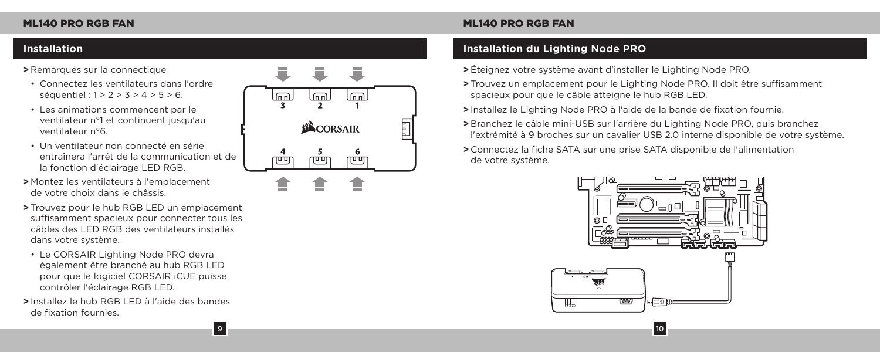## Installation

> Remarques sur la connectique

- Connectez les ventilateurs dans l'ordre séquentiel : 1 > 2 > 3 > 4 > 5 > 6.
- Les animations commencent par le ventilateur n°1 et continuent jusqu'au ventilateur n°6.
- Un ventilateur non connecté en série entraînera l'arrêt de la communication et de la fonction d'éclairage LED RGB.

> Montez les ventilateurs à l'emplacement de votre choix dans le châssis.

> Trouvez pour le hub RGB LED un emplacement suffisamment spacieux pour connecter tous les câbles des LED RGB des ventilateurs installés dans votre système.

- Le CORSAIR Lighting Node PRO devra également être branché au hub RGB LED pour que le logiciel CORSAIR iCUE puisse contrôler l'éclairage RGB LED.

> Installez le hub RGB LED à l'aide des bandes de fixation fournies.

## Installation du Lighting Node PRO

> Éteignez votre système avant d'installer le Lighting Node PRO.

> Trouvez un emplacement pour le Lighting Node PRO. Il doit être suffisamment spacieux pour que le câble atteigne le hub RGB LED.

> Installez le Lighting Node PRO à l'aide de la bande de fixation fournie.

> Branchez le câble mini-USB sur l'arrière du Lighting Node PRO, puis branchez l'extrémité à 9 broches sur un cavalier USB 2.0 interne disponible de votre système.

> Connectez la fiche SATA sur une prise SATA disponible de l'alimentation de votre système.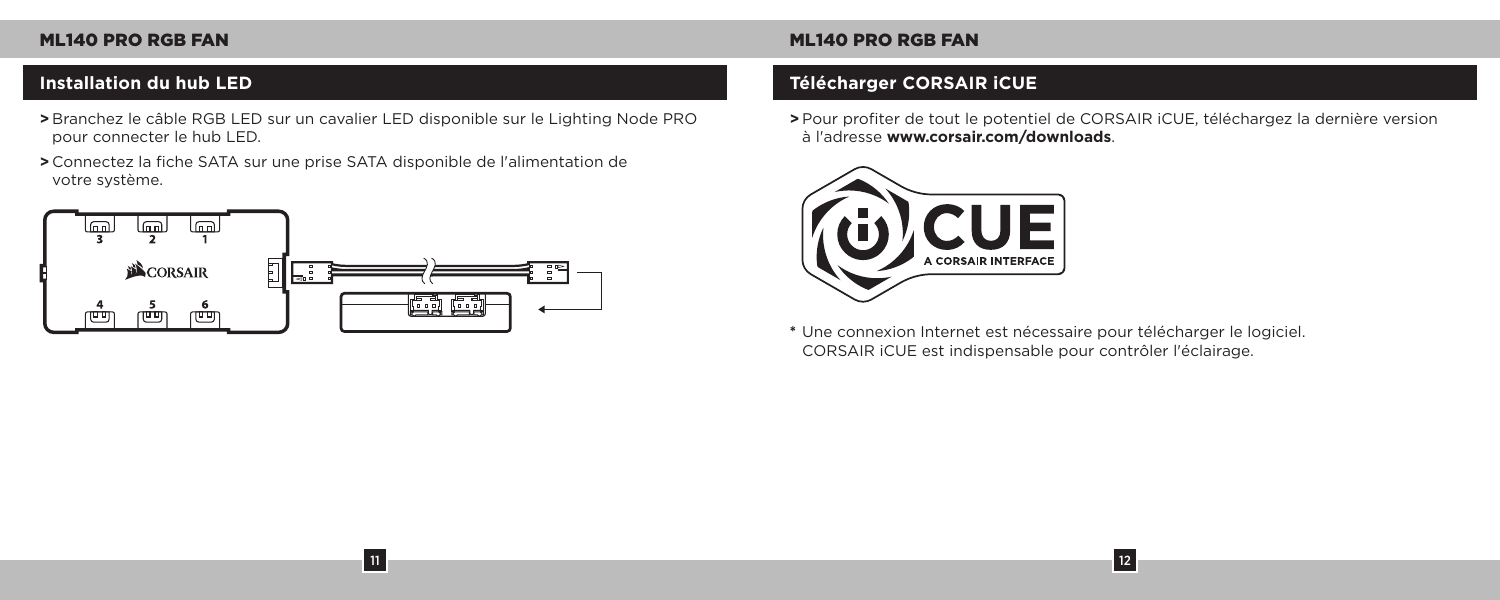## Installation du hub LED

- Branchez le câble RGB LED sur un cavalier LED disponible sur le Lighting Node PRO pour connecter le hub LED.
- Connectez la fiche SATA sur une prise SATA disponible de l'alimentation de votre système.

## Télécharger CORSAIR iCUE

- Pour profiter de tout le potentiel de CORSAIR iCUE, téléchargez la dernière version à l'adresse **www.corsair.com/downloads**.

* Une connexion Internet est nécessaire pour télécharger le logiciel. CORSAIR iCUE est indispensable pour contrôler l'éclairage.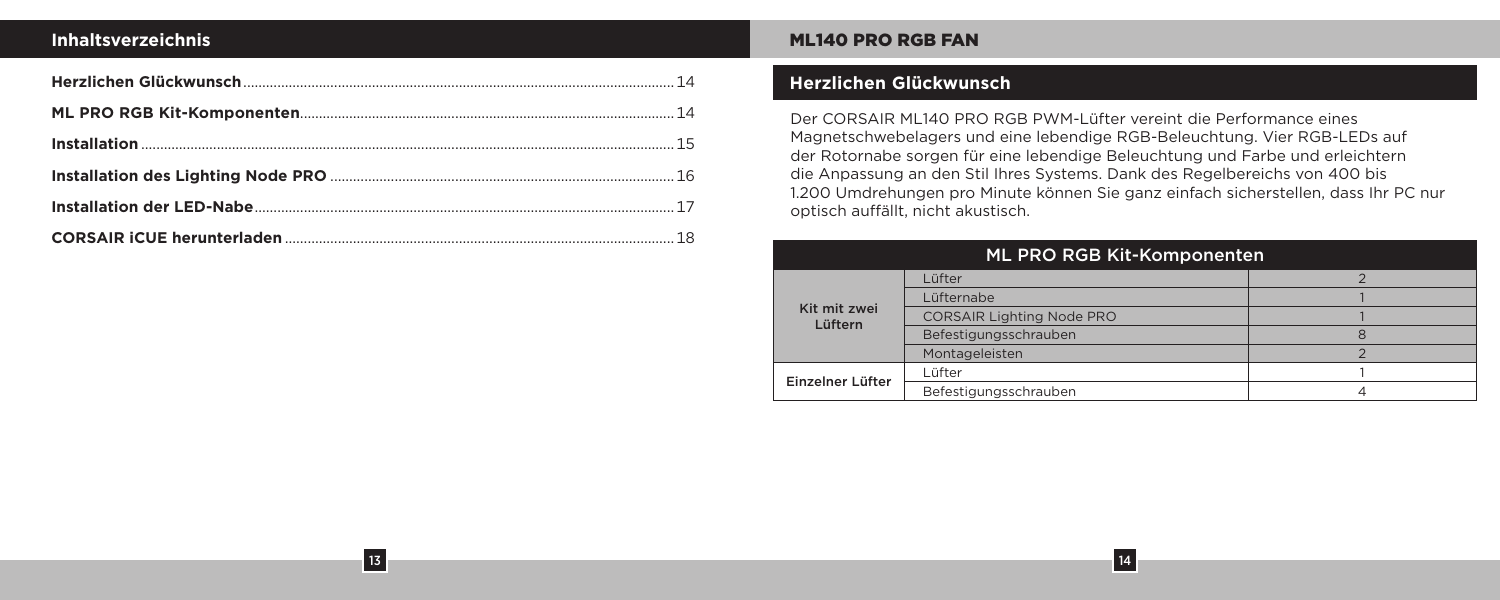## Inhaltsverzeichnis

**Herzlichen Glückwunsch** ........ 14

**ML PRO RGB Kit-Komponenten** ........ 14

**Installation** ........ 15

**Installation des Lighting Node PRO** ........ 16

**Installation der LED-Nabe** ........ 17

**CORSAIR iCUE herunterladen** ........ 18

# ML140 PRO RGB FAN

## Herzlichen Glückwunsch

Der CORSAIR ML140 PRO RGB PWM-Lüfter vereint die Performance eines Magnetschwebelagers und eine lebendige RGB-Beleuchtung. Vier RGB-LEDs auf der Rotornabe sorgen für eine lebendige Beleuchtung und Farbe und erleichtern die Anpassung an den Stil Ihres Systems. Dank des Regelbereichs von 400 bis 1.200 Umdrehungen pro Minute können Sie ganz einfach sicherstellen, dass Ihr PC nur optisch auffällt, nicht akustisch.

| ML PRO RGB Kit-Komponenten | | |
|---|---|---|
| Kit mit zwei Lüftern | Lüfter | 2 |
| | Lüfternabe | 1 |
| | CORSAIR Lighting Node PRO | 1 |
| | Befestigungsschrauben | 8 |
| | Montageleisten | 2 |
| Einzelner Lüfter | Lüfter | 1 |
| | Befestigungsschrauben | 4 |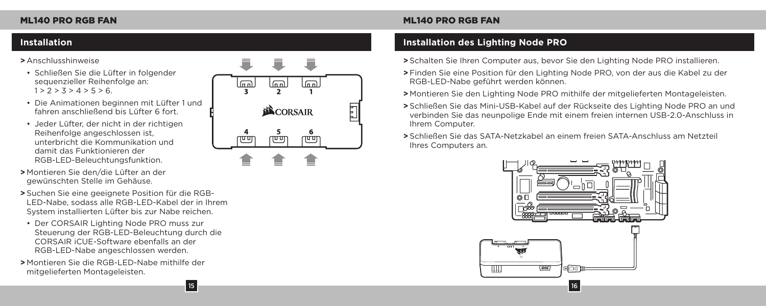## Installation

> Anschlusshinweise

- Schließen Sie die Lüfter in folgender sequenzieller Reihenfolge an: 1 > 2 > 3 > 4 > 5 > 6.
- Die Animationen beginnen mit Lüfter 1 und fahren anschließend bis Lüfter 6 fort.
- Jeder Lüfter, der nicht in der richtigen Reihenfolge angeschlossen ist, unterbricht die Kommunikation und damit das Funktionieren der RGB-LED-Beleuchtungsfunktion.

> Montieren Sie den/die Lüfter an der gewünschten Stelle im Gehäuse.

> Suchen Sie eine geeignete Position für die RGB-LED-Nabe, sodass alle RGB-LED-Kabel der in Ihrem System installierten Lüfter bis zur Nabe reichen.

- Der CORSAIR Lighting Node PRO muss zur Steuerung der RGB-LED-Beleuchtung durch die CORSAIR iCUE-Software ebenfalls an der RGB-LED-Nabe angeschlossen werden.

> Montieren Sie die RGB-LED-Nabe mithilfe der mitgelieferten Montageleisten.

## Installation des Lighting Node PRO

> Schalten Sie Ihren Computer aus, bevor Sie den Lighting Node PRO installieren.

> Finden Sie eine Position für den Lighting Node PRO, von der aus die Kabel zu der RGB-LED-Nabe geführt werden können.

> Montieren Sie den Lighting Node PRO mithilfe der mitgelieferten Montageleisten.

> Schließen Sie das Mini-USB-Kabel auf der Rückseite des Lighting Node PRO an und verbinden Sie das neunpolige Ende mit einem freien internen USB-2.0-Anschluss in Ihrem Computer.

> Schließen Sie das SATA-Netzkabel an einem freien SATA-Anschluss am Netzteil Ihres Computers an.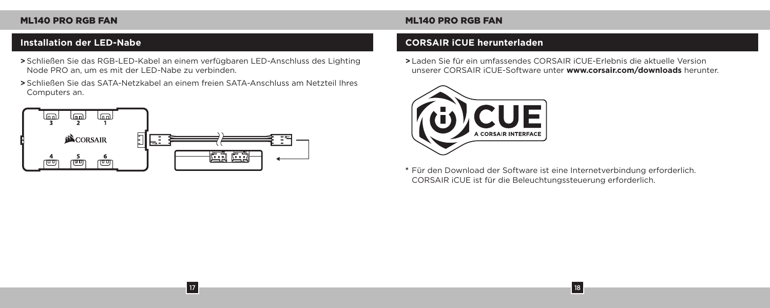## Installation der LED-Nabe

- > Schließen Sie das RGB-LED-Kabel an einem verfügbaren LED-Anschluss des Lighting Node PRO an, um es mit der LED-Nabe zu verbinden.
- > Schließen Sie das SATA-Netzkabel an einem freien SATA-Anschluss am Netzteil Ihres Computers an.

## CORSAIR iCUE herunterladen

- > Laden Sie für ein umfassendes CORSAIR iCUE-Erlebnis die aktuelle Version unserer CORSAIR iCUE-Software unter **www.corsair.com/downloads** herunter.

* Für den Download der Software ist eine Internetverbindung erforderlich. CORSAIR iCUE ist für die Beleuchtungssteuerung erforderlich.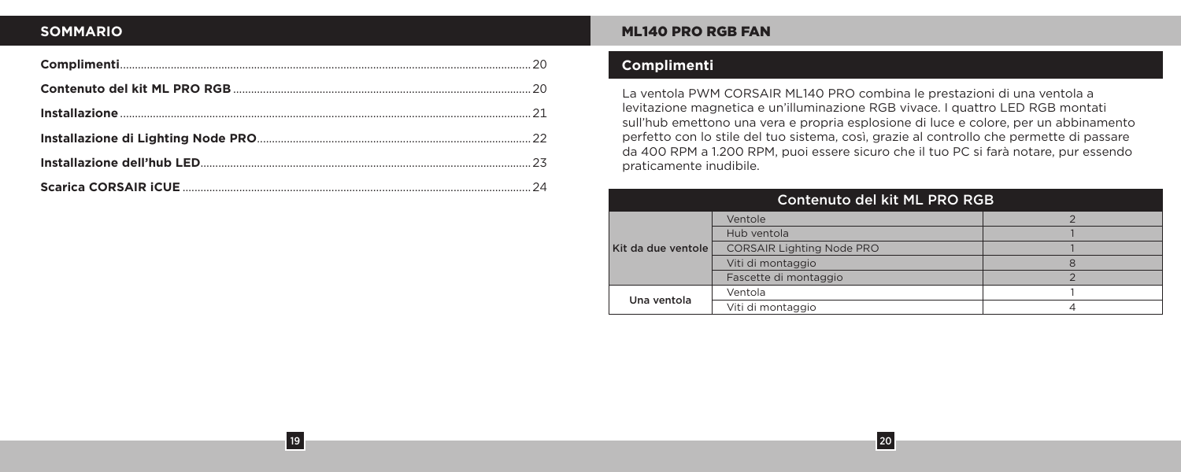## SOMMARIO

| | |
|---|---|
| **Complimenti** | 20 |
| **Contenuto del kit ML PRO RGB** | 20 |
| **Installazione** | 21 |
| **Installazione di Lighting Node PRO** | 22 |
| **Installazione dell'hub LED** | 23 |
| **Scarica CORSAIR iCUE** | 24 |

## ML140 PRO RGB FAN

### Complimenti

La ventola PWM CORSAIR ML140 PRO combina le prestazioni di una ventola a levitazione magnetica e un'illuminazione RGB vivace. I quattro LED RGB montati sull'hub emettono una vera e propria esplosione di luce e colore, per un abbinamento perfetto con lo stile del tuo sistema, così, grazie al controllo che permette di passare da 400 RPM a 1.200 RPM, puoi essere sicuro che il tuo PC si farà notare, pur essendo praticamente inudibile.

| Contenuto del kit ML PRO RGB | | |
|---|---|---|
| Kit da due ventole | Ventole | 2 |
| | Hub ventola | 1 |
| | CORSAIR Lighting Node PRO | 1 |
| | Viti di montaggio | 8 |
| | Fascette di montaggio | 2 |
| Una ventola | Ventola | 1 |
| | Viti di montaggio | 4 |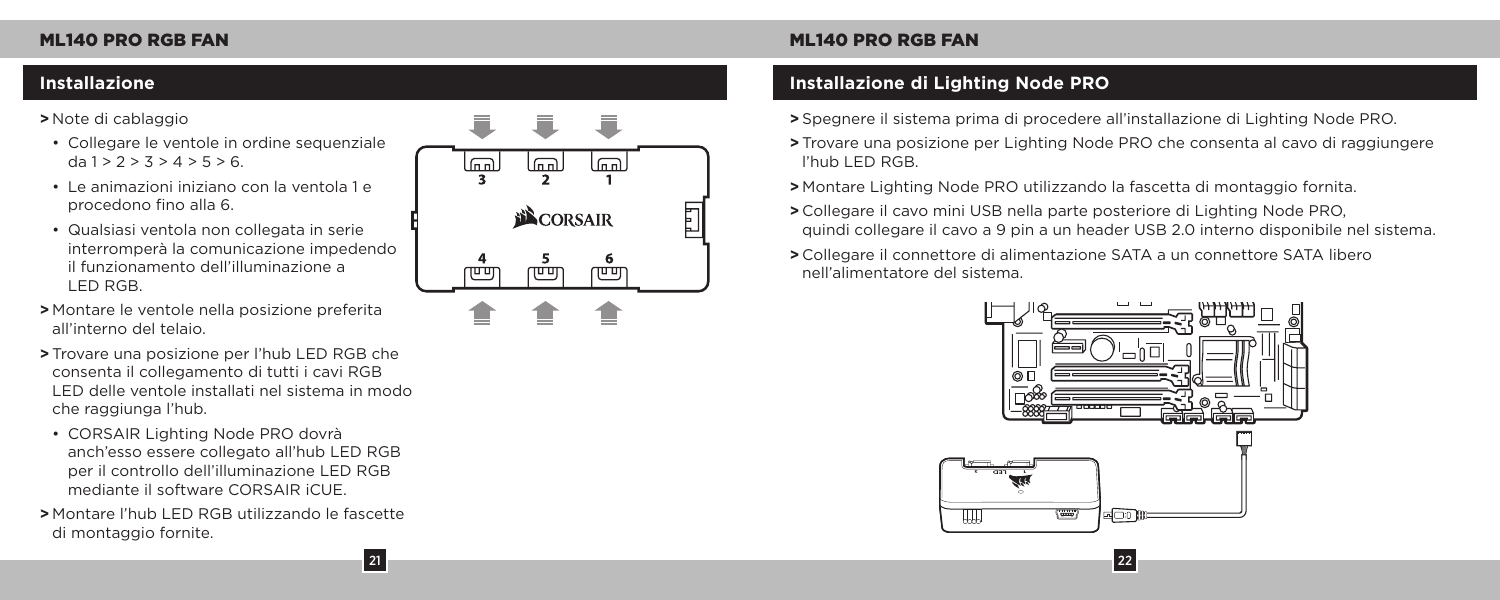## Installazione

> Note di cablaggio

- Collegare le ventole in ordine sequenziale da 1 > 2 > 3 > 4 > 5 > 6.
- Le animazioni iniziano con la ventola 1 e procedono fino alla 6.
- Qualsiasi ventola non collegata in serie interromperà la comunicazione impedendo il funzionamento dell'illuminazione a LED RGB.

> Montare le ventole nella posizione preferita all'interno del telaio.

> Trovare una posizione per l'hub LED RGB che consenta il collegamento di tutti i cavi RGB LED delle ventole installati nel sistema in modo che raggiunga l'hub.

- CORSAIR Lighting Node PRO dovrà anch'esso essere collegato all'hub LED RGB per il controllo dell'illuminazione LED RGB mediante il software CORSAIR iCUE.

> Montare l'hub LED RGB utilizzando le fascette di montaggio fornite.

## Installazione di Lighting Node PRO

> Spegnere il sistema prima di procedere all'installazione di Lighting Node PRO.

> Trovare una posizione per Lighting Node PRO che consenta al cavo di raggiungere l'hub LED RGB.

> Montare Lighting Node PRO utilizzando la fascetta di montaggio fornita.

> Collegare il cavo mini USB nella parte posteriore di Lighting Node PRO, quindi collegare il cavo a 9 pin a un header USB 2.0 interno disponibile nel sistema.

> Collegare il connettore di alimentazione SATA a un connettore SATA libero nell'alimentatore del sistema.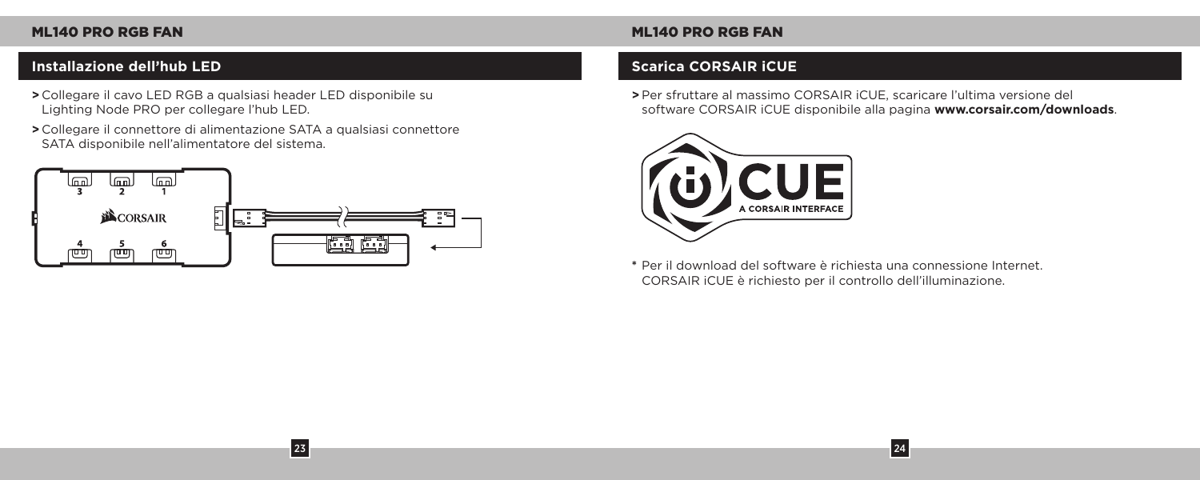## Installazione dell'hub LED

- Collegare il cavo LED RGB a qualsiasi header LED disponibile su Lighting Node PRO per collegare l'hub LED.
- Collegare il connettore di alimentazione SATA a qualsiasi connettore SATA disponibile nell'alimentatore del sistema.

## Scarica CORSAIR iCUE

- Per sfruttare al massimo CORSAIR iCUE, scaricare l'ultima versione del software CORSAIR iCUE disponibile alla pagina **www.corsair.com/downloads**.

\* Per il download del software è richiesta una connessione Internet. CORSAIR iCUE è richiesto per il controllo dell'illuminazione.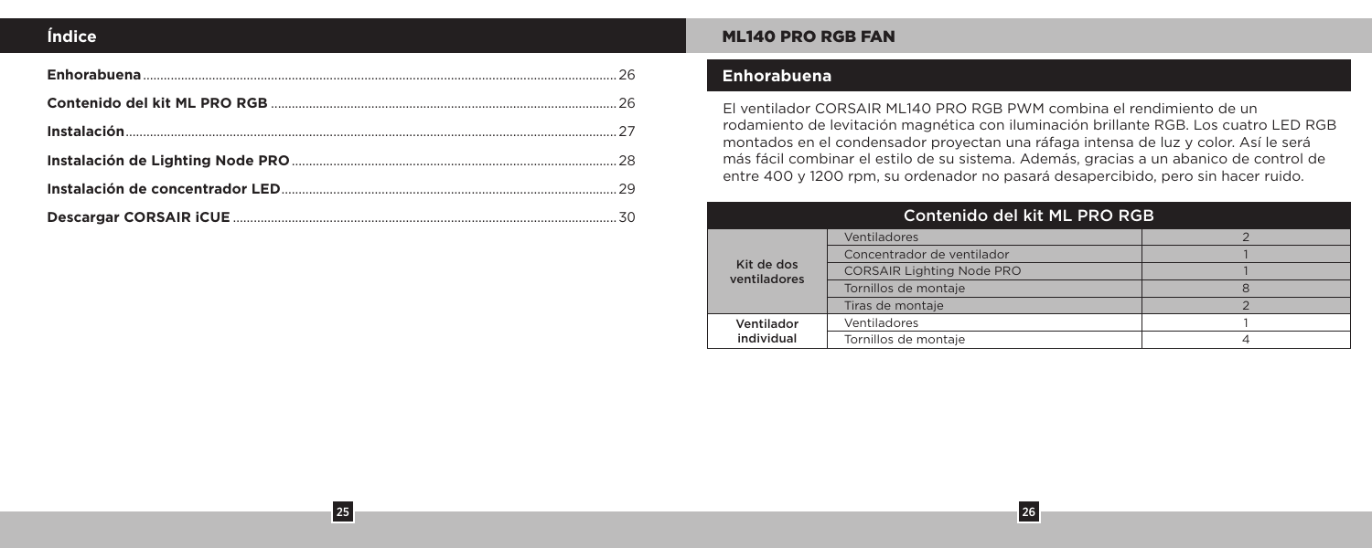## Índice

| | |
|---|---|
| **Enhorabuena** | 26 |
| **Contenido del kit ML PRO RGB** | 26 |
| **Instalación** | 27 |
| **Instalación de Lighting Node PRO** | 28 |
| **Instalación de concentrador LED** | 29 |
| **Descargar CORSAIR iCUE** | 30 |

# ML140 PRO RGB FAN

## Enhorabuena

El ventilador CORSAIR ML140 PRO RGB PWM combina el rendimiento de un rodamiento de levitación magnética con iluminación brillante RGB. Los cuatro LED RGB montados en el condensador proyectan una ráfaga intensa de luz y color. Así le será más fácil combinar el estilo de su sistema. Además, gracias a un abanico de control de entre 400 y 1200 rpm, su ordenador no pasará desapercibido, pero sin hacer ruido.

| Contenido del kit ML PRO RGB | | |
|---|---|---|
| Kit de dos ventiladores | Ventiladores | 2 |
| | Concentrador de ventilador | 1 |
| | CORSAIR Lighting Node PRO | 1 |
| | Tornillos de montaje | 8 |
| | Tiras de montaje | 2 |
| Ventilador individual | Ventiladores | 1 |
| | Tornillos de montaje | 4 |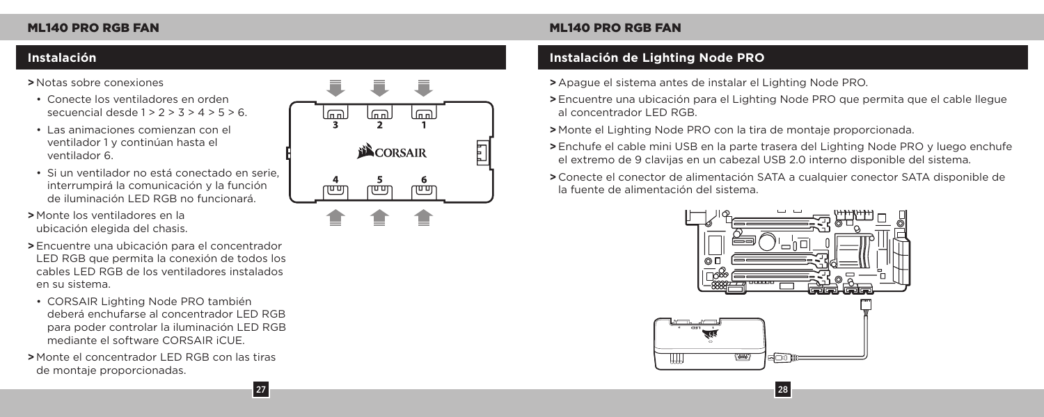## Instalación

> Notas sobre conexiones

- Conecte los ventiladores en orden secuencial desde 1 > 2 > 3 > 4 > 5 > 6.
- Las animaciones comienzan con el ventilador 1 y continúan hasta el ventilador 6.
- Si un ventilador no está conectado en serie, interrumpirá la comunicación y la función de iluminación LED RGB no funcionará.

> Monte los ventiladores en la ubicación elegida del chasis.

> Encuentre una ubicación para el concentrador LED RGB que permita la conexión de todos los cables LED RGB de los ventiladores instalados en su sistema.

- CORSAIR Lighting Node PRO también deberá enchufarse al concentrador LED RGB para poder controlar la iluminación LED RGB mediante el software CORSAIR iCUE.

> Monte el concentrador LED RGB con las tiras de montaje proporcionadas.

## Instalación de Lighting Node PRO

> Apague el sistema antes de instalar el Lighting Node PRO.

> Encuentre una ubicación para el Lighting Node PRO que permita que el cable llegue al concentrador LED RGB.

> Monte el Lighting Node PRO con la tira de montaje proporcionada.

> Enchufe el cable mini USB en la parte trasera del Lighting Node PRO y luego enchufe el extremo de 9 clavijas en un cabezal USB 2.0 interno disponible del sistema.

> Conecte el conector de alimentación SATA a cualquier conector SATA disponible de la fuente de alimentación del sistema.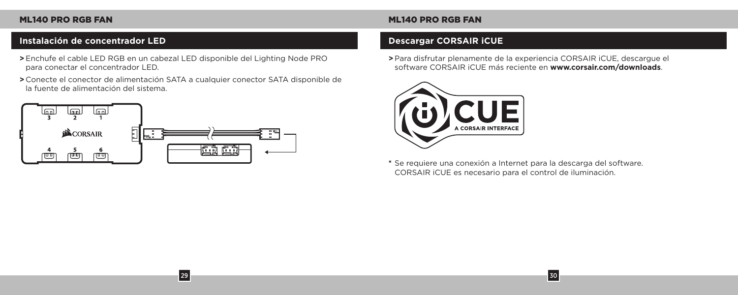## Instalación de concentrador LED

> Enchufe el cable LED RGB en un cabezal LED disponible del Lighting Node PRO para conectar el concentrador LED.

> Conecte el conector de alimentación SATA a cualquier conector SATA disponible de la fuente de alimentación del sistema.

## Descargar CORSAIR iCUE

> Para disfrutar plenamente de la experiencia CORSAIR iCUE, descargue el software CORSAIR iCUE más reciente en **www.corsair.com/downloads**.

* Se requiere una conexión a Internet para la descarga del software. CORSAIR iCUE es necesario para el control de iluminación.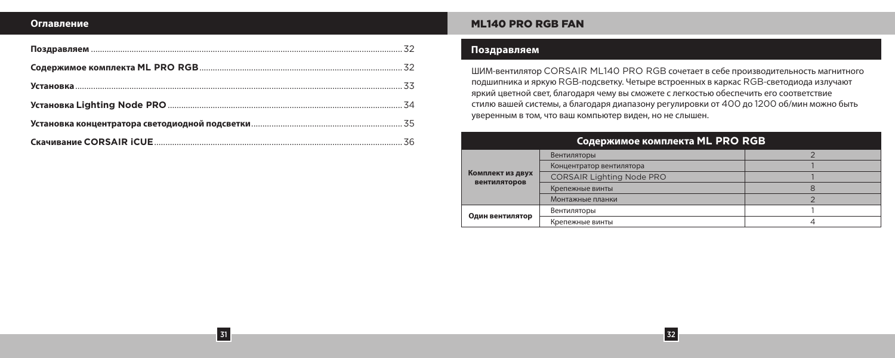## Оглавление

| | |
|---|---|
| **Поздравляем** | 32 |
| **Содержимое комплекта ML PRO RGB** | 32 |
| **Установка** | 33 |
| **Установка Lighting Node PRO** | 34 |
| **Установка концентратора светодиодной подсветки** | 35 |
| **Скачивание CORSAIR iCUE** | 36 |

# ML140 PRO RGB FAN

## Поздравляем

ШИМ-вентилятор CORSAIR ML140 PRO RGB сочетает в себе производительность магнитного подшипника и яркую RGB-подсветку. Четыре встроенных в каркас RGB-светодиода излучают яркий цветной свет, благодаря чему вы сможете с легкостью обеспечить его соответствие стилю вашей системы, а благодаря диапазону регулировки от 400 до 1200 об/мин можно быть уверенным в том, что ваш компьютер виден, но не слышен.

## Содержимое комплекта ML PRO RGB

| | | |
|---|---|---|
| **Комплект из двух вентиляторов** | Вентиляторы | 2 |
| | Концентратор вентилятора | 1 |
| | CORSAIR Lighting Node PRO | 1 |
| | Крепежные винты | 8 |
| | Монтажные планки | 2 |
| **Один вентилятор** | Вентиляторы | 1 |
| | Крепежные винты | 4 |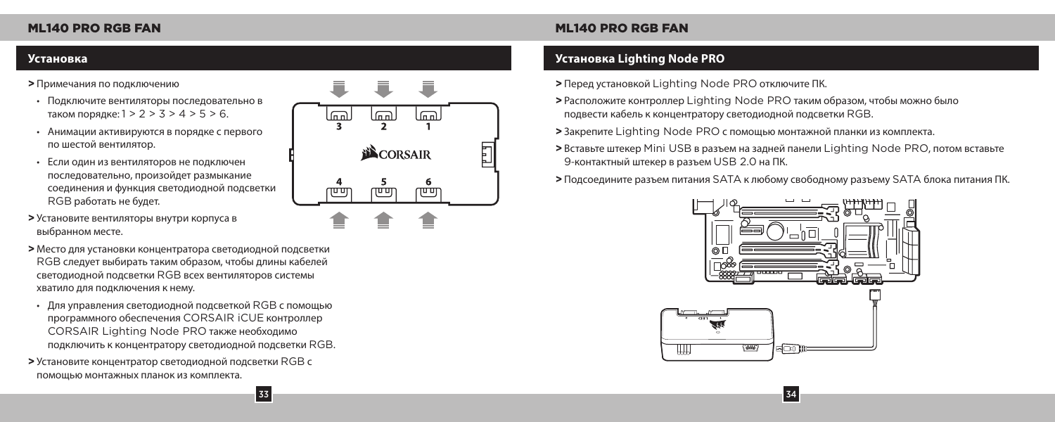## Установка

- Примечания по подключению
  - Подключите вентиляторы последовательно в таком порядке: 1 > 2 > 3 > 4 > 5 > 6.
  - Анимации активируются в порядке с первого по шестой вентилятор.
  - Если один из вентиляторов не подключен последовательно, произойдет размыкание соединения и функция светодиодной подсветки RGB работать не будет.
- Установите вентиляторы внутри корпуса в выбранном месте.
- Место для установки концентратора светодиодной подсветки RGB следует выбирать таким образом, чтобы длины кабелей светодиодной подсветки RGB всех вентиляторов системы хватило для подключения к нему.
  - Для управления светодиодной подсветкой RGB с помощью программного обеспечения CORSAIR iCUE контроллер CORSAIR Lighting Node PRO также необходимо подключить к концентратору светодиодной подсветки RGB.
- Установите концентратор светодиодной подсветки RGB с помощью монтажных планок из комплекта.

## Установка Lighting Node PRO

- Перед установкой Lighting Node PRO отключите ПК.
- Расположите контроллер Lighting Node PRO таким образом, чтобы можно было подвести кабель к концентратору светодиодной подсветки RGB.
- Закрепите Lighting Node PRO с помощью монтажной планки из комплекта.
- Вставьте штекер Mini USB в разъем на задней панели Lighting Node PRO, потом вставьте 9-контактный штекер в разъем USB 2.0 на ПК.
- Подсоедините разъем питания SATA к любому свободному разъему SATA блока питания ПК.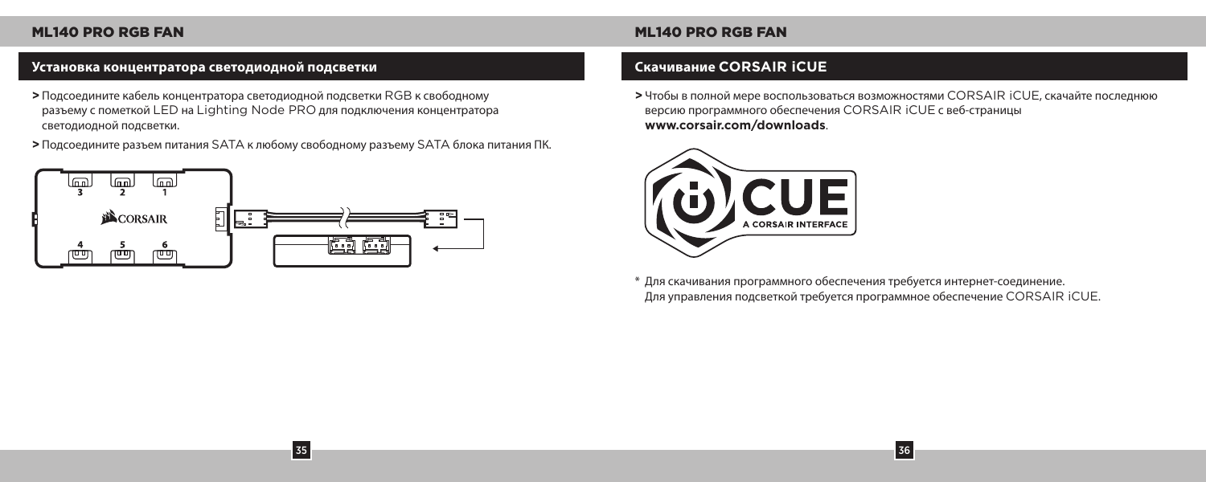## Установка концентратора светодиодной подсветки

> Подсоедините кабель концентратора светодиодной подсветки RGB к свободному разъему с пометкой LED на Lighting Node PRO для подключения концентратора светодиодной подсветки.

> Подсоедините разъем питания SATA к любому свободному разъему SATA блока питания ПК.

## Скачивание CORSAIR iCUE

> Чтобы в полной мере воспользоваться возможностями CORSAIR iCUE, скачайте последнюю версию программного обеспечения CORSAIR iCUE с веб-страницы **www.corsair.com/downloads**.

\* Для скачивания программного обеспечения требуется интернет-соединение. Для управления подсветкой требуется программное обеспечение CORSAIR iCUE.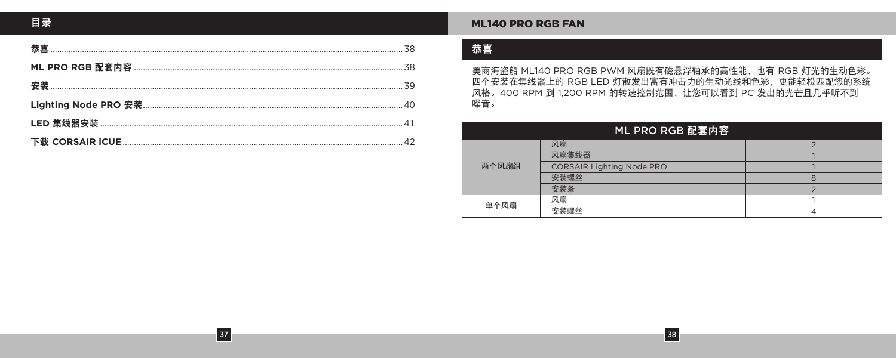# 目录

| | |
|---|---|
| **恭喜** | 38 |
| **ML PRO RGB 配套内容** | 38 |
| **安装** | 39 |
| **Lighting Node PRO 安装** | 40 |
| **LED 集线器安装** | 41 |
| **下载 CORSAIR iCUE** | 42 |

# ML140 PRO RGB FAN

## 恭喜

美商海盗船 ML140 PRO RGB PWM 风扇既有磁悬浮轴承的高性能，也有 RGB 灯光的生动色彩。四个安装在集线器上的 RGB LED 灯散发出富有冲击力的生动光线和色彩，更能轻松匹配您的系统风格。400 RPM 到 1,200 RPM 的转速控制范围，让您可以看到 PC 发出的光芒且几乎听不到噪音。

| ML PRO RGB 配套内容 | | |
|---|---|---|
| 两个风扇组 | 风扇 | 2 |
| | 风扇集线器 | 1 |
| | CORSAIR Lighting Node PRO | 1 |
| | 安装螺丝 | 8 |
| | 安装条 | 2 |
| 单个风扇 | 风扇 | 1 |
| | 安装螺丝 | 4 |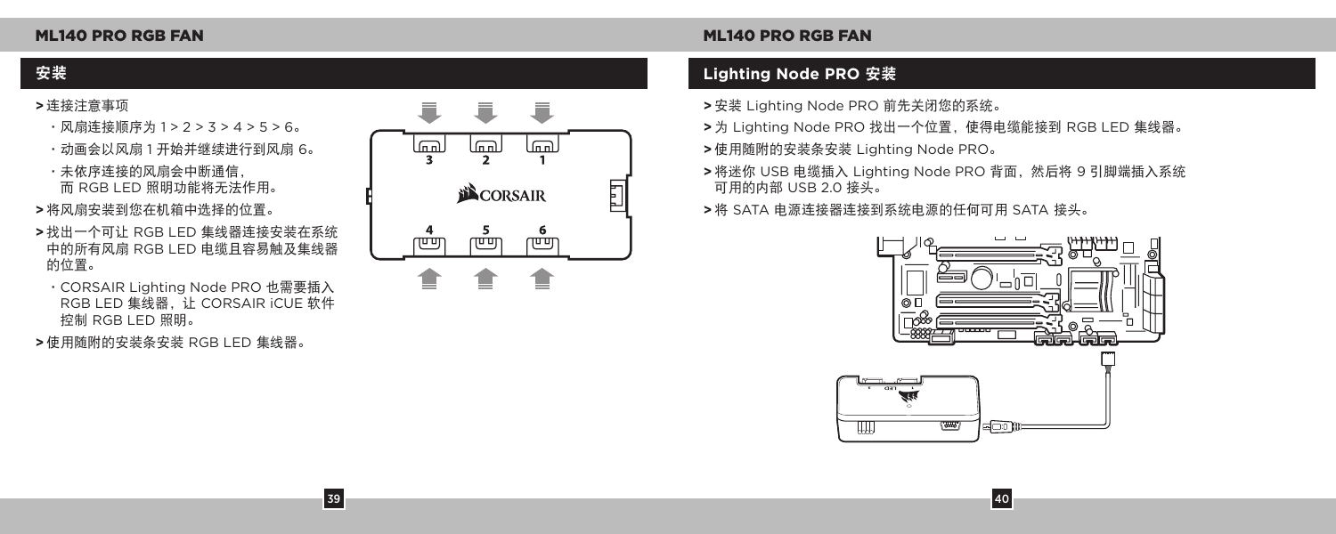## 安装

> 连接注意事项

- 风扇连接顺序为 1 > 2 > 3 > 4 > 5 > 6。
- 动画会以风扇 1 开始并继续进行到风扇 6。
- 未依序连接的风扇会中断通信，
  而 RGB LED 照明功能将无法作用。

> 将风扇安装到您在机箱中选择的位置。

> 找出一个可让 RGB LED 集线器连接安装在系统中的所有风扇 RGB LED 电缆且容易触及集线器的位置。

- CORSAIR Lighting Node PRO 也需要插入 RGB LED 集线器，让 CORSAIR iCUE 软件控制 RGB LED 照明。

> 使用随附的安装条安装 RGB LED 集线器。

## Lighting Node PRO 安装

> 安装 Lighting Node PRO 前先关闭您的系统。

> 为 Lighting Node PRO 找出一个位置，使得电缆能接到 RGB LED 集线器。

> 使用随附的安装条安装 Lighting Node PRO。

> 将迷你 USB 电缆插入 Lighting Node PRO 背面，然后将 9 引脚端插入系统可用的内部 USB 2.0 接头。

> 将 SATA 电源连接器连接到系统电源的任何可用 SATA 接头。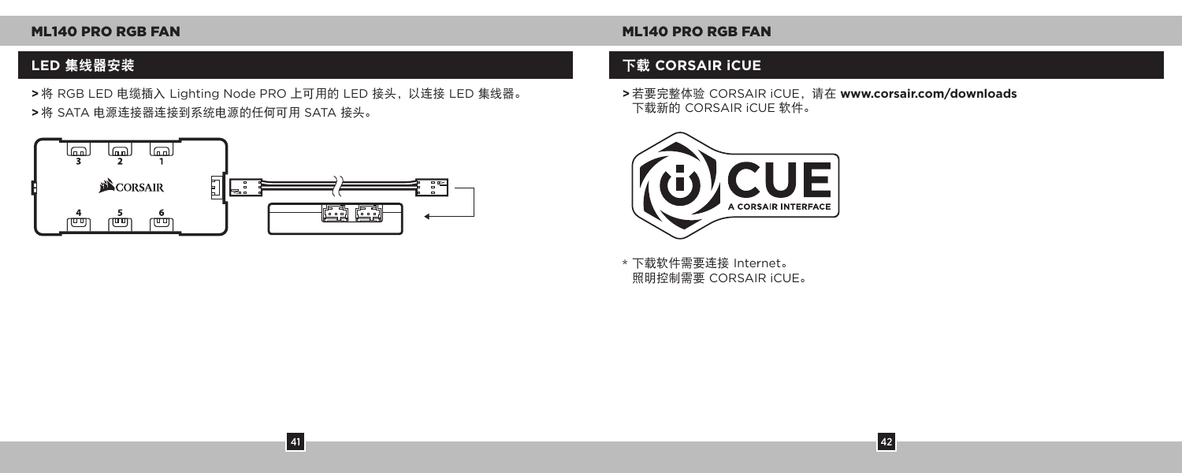## LED 集线器安装

> 将 RGB LED 电缆插入 Lighting Node PRO 上可用的 LED 接头，以连接 LED 集线器。
> 将 SATA 电源连接器连接到系统电源的任何可用 SATA 接头。

3
2
1
CORSAIR
4
5
6

## 下载 CORSAIR iCUE

> 若要完整体验 CORSAIR iCUE，请在 **www.corsair.com/downloads** 下载新的 CORSAIR iCUE 软件。

CUE
A CORSAIR INTERFACE

\* 下载软件需要连接 Internet。
照明控制需要 CORSAIR iCUE。